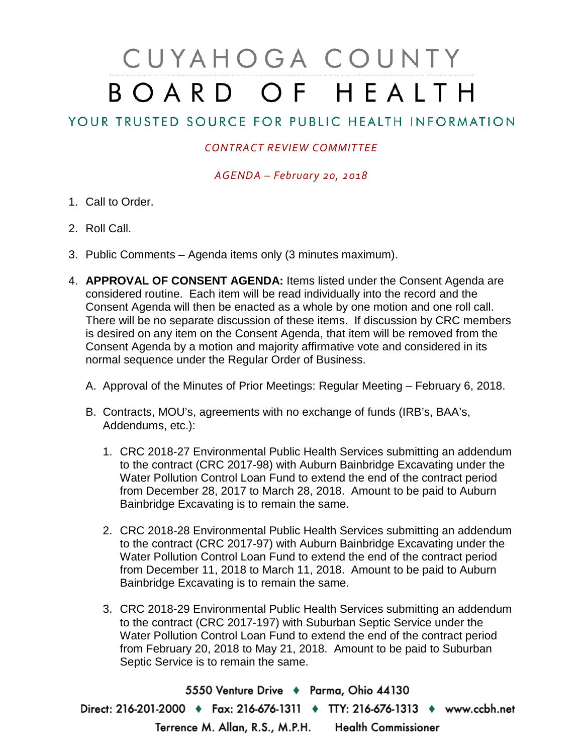# CUYAHOGA COUNTY
# BOARD OF HEALTH

## YOUR TRUSTED SOURCE FOR PUBLIC HEALTH INFORMATION

*CONTRACT REVIEW COMMITTEE*

*AGENDA – February 20, 2018*

1. Call to Order.

2. Roll Call.

3. Public Comments – Agenda items only (3 minutes maximum).

4. **APPROVAL OF CONSENT AGENDA:** Items listed under the Consent Agenda are considered routine. Each item will be read individually into the record and the Consent Agenda will then be enacted as a whole by one motion and one roll call. There will be no separate discussion of these items. If discussion by CRC members is desired on any item on the Consent Agenda, that item will be removed from the Consent Agenda by a motion and majority affirmative vote and considered in its normal sequence under the Regular Order of Business.

   A. Approval of the Minutes of Prior Meetings: Regular Meeting – February 6, 2018.

   B. Contracts, MOU's, agreements with no exchange of funds (IRB's, BAA's, Addendums, etc.):

      1. CRC 2018-27 Environmental Public Health Services submitting an addendum to the contract (CRC 2017-98) with Auburn Bainbridge Excavating under the Water Pollution Control Loan Fund to extend the end of the contract period from December 28, 2017 to March 28, 2018. Amount to be paid to Auburn Bainbridge Excavating is to remain the same.

      2. CRC 2018-28 Environmental Public Health Services submitting an addendum to the contract (CRC 2017-97) with Auburn Bainbridge Excavating under the Water Pollution Control Loan Fund to extend the end of the contract period from December 11, 2018 to March 11, 2018. Amount to be paid to Auburn Bainbridge Excavating is to remain the same.

      3. CRC 2018-29 Environmental Public Health Services submitting an addendum to the contract (CRC 2017-197) with Suburban Septic Service under the Water Pollution Control Loan Fund to extend the end of the contract period from February 20, 2018 to May 21, 2018. Amount to be paid to Suburban Septic Service is to remain the same.

5550 Venture Drive ♦ Parma, Ohio 44130
Direct: 216-201-2000 ♦ Fax: 216-676-1311 ♦ TTY: 216-676-1313 ♦ www.ccbh.net
Terrence M. Allan, R.S., M.P.H. Health Commissioner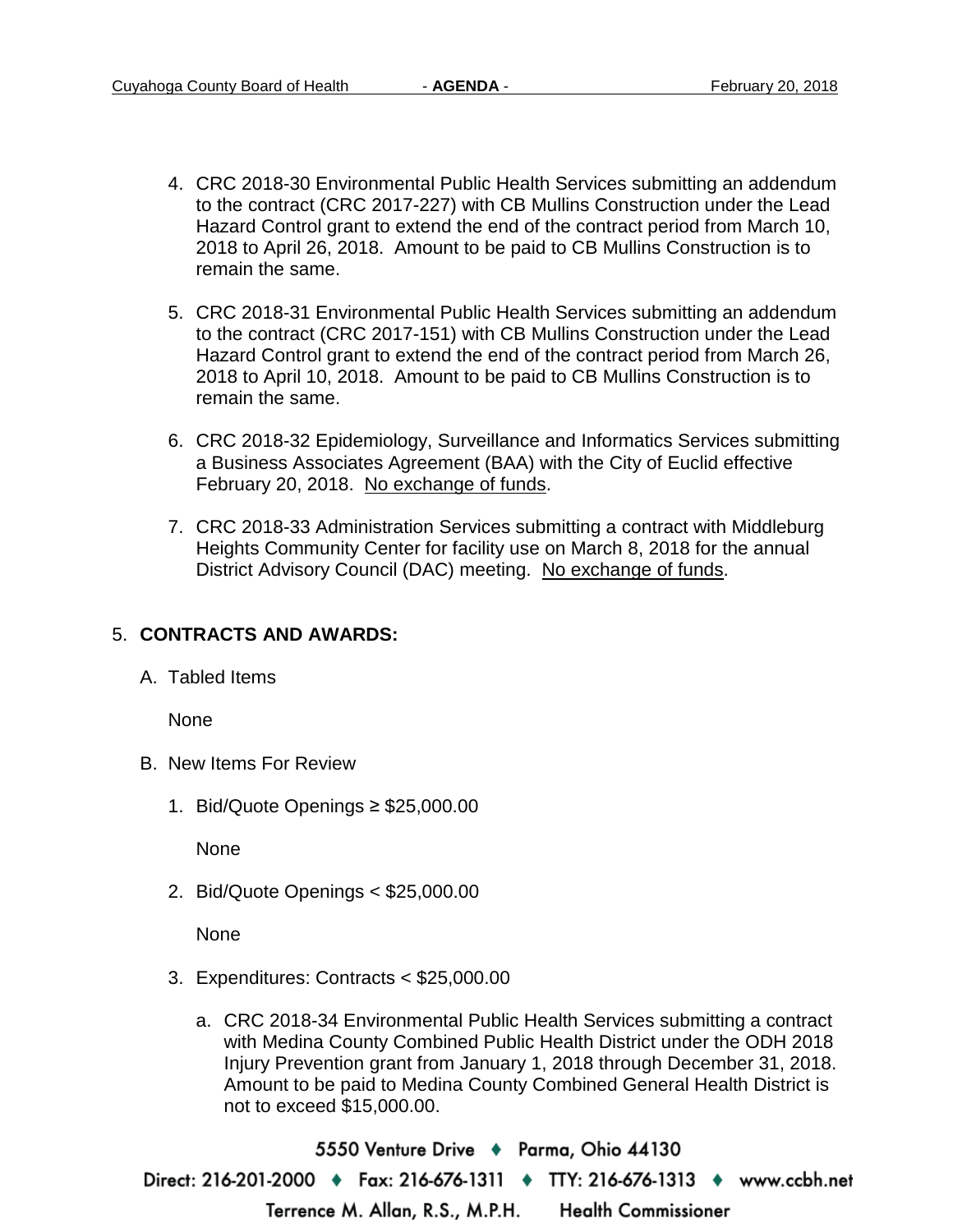4. CRC 2018-30 Environmental Public Health Services submitting an addendum to the contract (CRC 2017-227) with CB Mullins Construction under the Lead Hazard Control grant to extend the end of the contract period from March 10, 2018 to April 26, 2018. Amount to be paid to CB Mullins Construction is to remain the same.

5. CRC 2018-31 Environmental Public Health Services submitting an addendum to the contract (CRC 2017-151) with CB Mullins Construction under the Lead Hazard Control grant to extend the end of the contract period from March 26, 2018 to April 10, 2018. Amount to be paid to CB Mullins Construction is to remain the same.

6. CRC 2018-32 Epidemiology, Surveillance and Informatics Services submitting a Business Associates Agreement (BAA) with the City of Euclid effective February 20, 2018. No exchange of funds.

7. CRC 2018-33 Administration Services submitting a contract with Middleburg Heights Community Center for facility use on March 8, 2018 for the annual District Advisory Council (DAC) meeting. No exchange of funds.

5. **CONTRACTS AND AWARDS:**

   A. Tabled Items

      None

   B. New Items For Review

      1. Bid/Quote Openings ≥ $25,000.00

         None

      2. Bid/Quote Openings < $25,000.00

         None

      3. Expenditures: Contracts < $25,000.00

         a. CRC 2018-34 Environmental Public Health Services submitting a contract with Medina County Combined Public Health District under the ODH 2018 Injury Prevention grant from January 1, 2018 through December 31, 2018. Amount to be paid to Medina County Combined General Health District is not to exceed $15,000.00.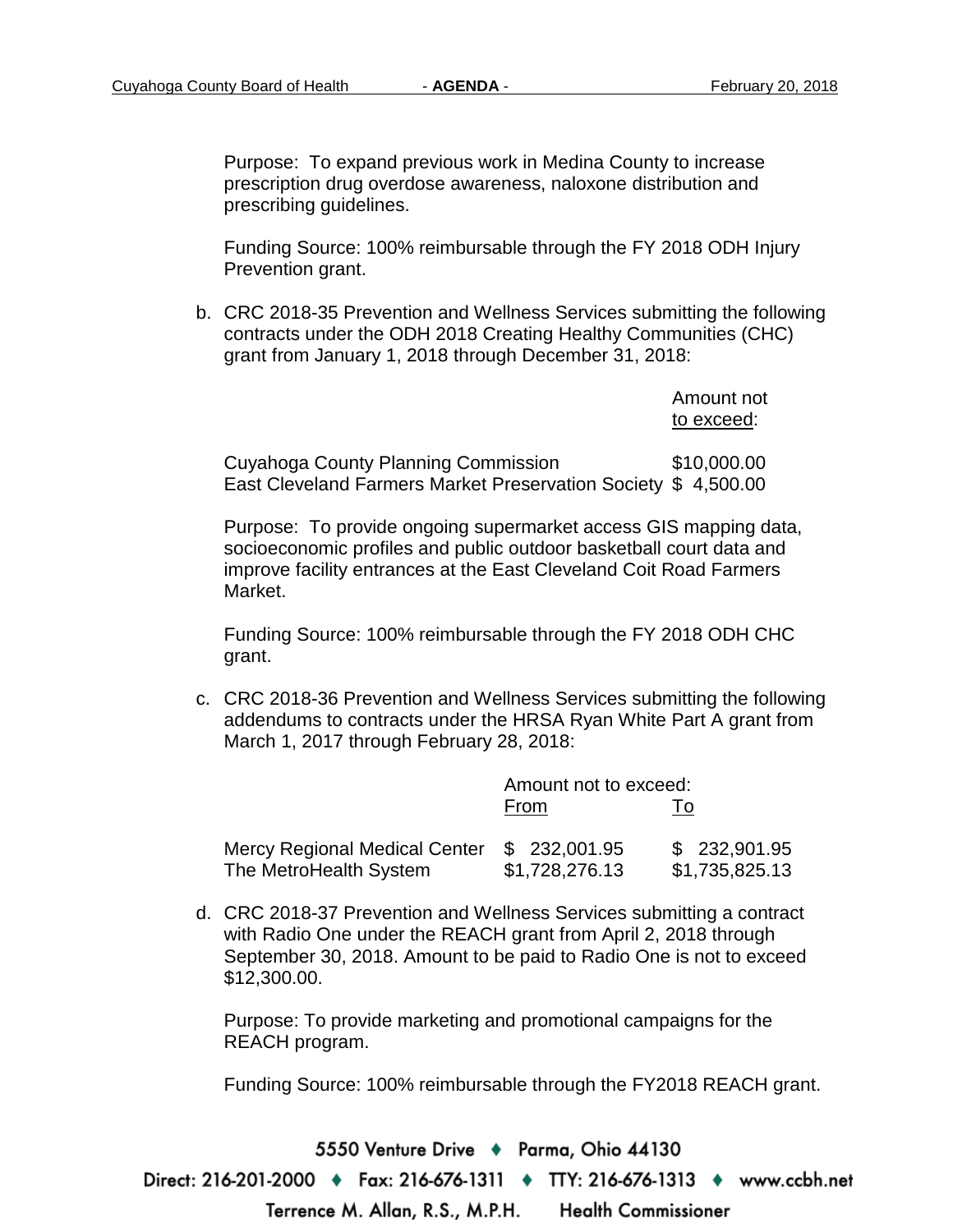Purpose: To expand previous work in Medina County to increase prescription drug overdose awareness, naloxone distribution and prescribing guidelines.

Funding Source: 100% reimbursable through the FY 2018 ODH Injury Prevention grant.

b. CRC 2018-35 Prevention and Wellness Services submitting the following contracts under the ODH 2018 Creating Healthy Communities (CHC) grant from January 1, 2018 through December 31, 2018:

| | Amount not to exceed: |
|---|---|
| Cuyahoga County Planning Commission | $10,000.00 |
| East Cleveland Farmers Market Preservation Society | $ 4,500.00 |

Purpose: To provide ongoing supermarket access GIS mapping data, socioeconomic profiles and public outdoor basketball court data and improve facility entrances at the East Cleveland Coit Road Farmers Market.

Funding Source: 100% reimbursable through the FY 2018 ODH CHC grant.

c. CRC 2018-36 Prevention and Wellness Services submitting the following addendums to contracts under the HRSA Ryan White Part A grant from March 1, 2017 through February 28, 2018:

| | Amount not to exceed: From | To |
|---|---|---|
| Mercy Regional Medical Center | $ 232,001.95 | $ 232,901.95 |
| The MetroHealth System | $1,728,276.13 | $1,735,825.13 |

d. CRC 2018-37 Prevention and Wellness Services submitting a contract with Radio One under the REACH grant from April 2, 2018 through September 30, 2018. Amount to be paid to Radio One is not to exceed $12,300.00.

Purpose: To provide marketing and promotional campaigns for the REACH program.

Funding Source: 100% reimbursable through the FY2018 REACH grant.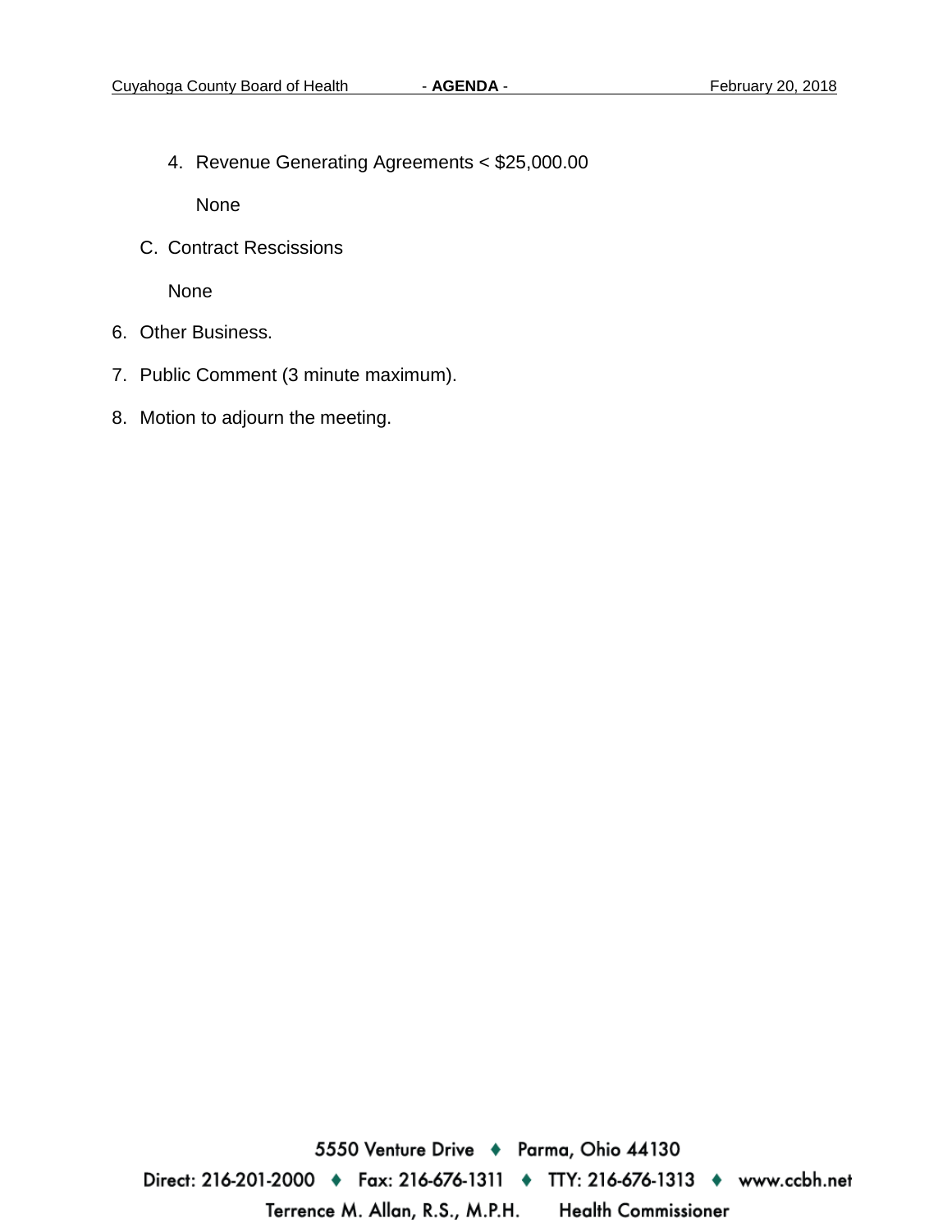4. Revenue Generating Agreements < $25,000.00

   None

C. Contract Rescissions

   None

6. Other Business.
7. Public Comment (3 minute maximum).
8. Motion to adjourn the meeting.

5550 Venture Drive ♦ Parma, Ohio 44130

Direct: 216-201-2000 ♦ Fax: 216-676-1311 ♦ TTY: 216-676-1313 ♦ www.ccbh.net

Terrence M. Allan, R.S., M.P.H. Health Commissioner